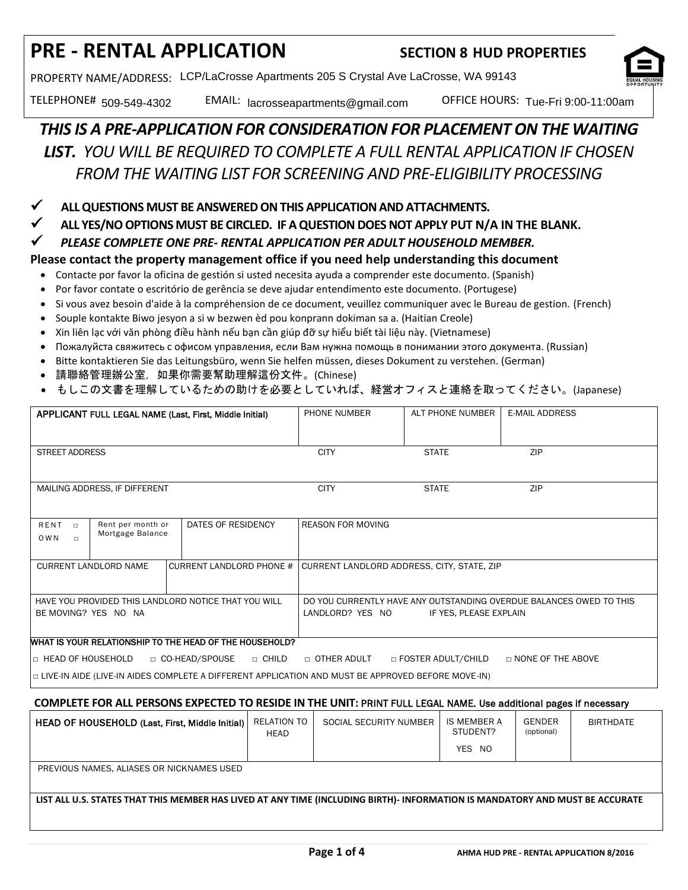# PRE - RENTAL APPLICATION

**SECTION 8 HUD PROPERTIES**

PROPERTY NAME/ADDRESS: LCP/LaCrosse Apartments 205 S Crystal Ave LaCrosse, WA 99143

TELEPHONE# 509-549-4302 EMAIL: lacrosseapartments@gmail.com OFFICE HOURS: Tue-Fri 9:00-11:00am

***THIS IS A PRE-APPLICATION FOR CONSIDERATION FOR PLACEMENT ON THE WAITING LIST.*** *YOU WILL BE REQUIRED TO COMPLETE A FULL RENTAL APPLICATION IF CHOSEN FROM THE WAITING LIST FOR SCREENING AND PRE-ELIGIBILITY PROCESSING*

- ✓ **ALL QUESTIONS MUST BE ANSWERED ON THIS APPLICATION AND ATTACHMENTS.**
- ✓ **ALL YES/NO OPTIONS MUST BE CIRCLED. IF A QUESTION DOES NOT APPLY PUT N/A IN THE BLANK.**
- ✓ ***PLEASE COMPLETE ONE PRE- RENTAL APPLICATION PER ADULT HOUSEHOLD MEMBER.***

**Please contact the property management office if you need help understanding this document**

- Contacte por favor la oficina de gestión si usted necesita ayuda a comprender este documento. (Spanish)
- Por favor contate o escritório de gerência se deve ajudar entendimento este documento. (Portugese)
- Si vous avez besoin d'aide à la compréhension de ce document, veuillez communiquer avec le Bureau de gestion. (French)
- Souple kontakte Biwo jesyon a si w bezwen èd pou konprann dokiman sa a. (Haitian Creole)
- Xin liên lạc với văn phòng điều hành nếu bạn cần giúp đỡ sự hiểu biết tài liệu này. (Vietnamese)
- Пожалуйста свяжитесь с офисом управления, если Вам нужна помощь в понимании этого документа. (Russian)
- Bitte kontaktieren Sie das Leitungsbüro, wenn Sie helfen müssen, dieses Dokument zu verstehen. (German)
- 請聯絡管理辦公室，如果你需要幫助理解這份文件。(Chinese)
- もしこの文書を理解しているための助けを必要としていれば、経営オフィスと連絡を取ってください。(Japanese)

| **APPLICANT** FULL LEGAL NAME (Last, First, Middle Initial) | PHONE NUMBER | ALT PHONE NUMBER | E-MAIL ADDRESS |
|---|---|---|---|
| | | | |

| STREET ADDRESS | CITY | STATE | ZIP |
|---|---|---|---|
| | | | |

| MAILING ADDRESS, IF DIFFERENT | CITY | STATE | ZIP |
|---|---|---|---|
| | | | |

| RENT □ OWN □ | Rent per month or Mortgage Balance | DATES OF RESIDENCY | REASON FOR MOVING |
|---|---|---|---|
| | | | |

| CURRENT LANDLORD NAME | CURRENT LANDLORD PHONE # | CURRENT LANDLORD ADDRESS, CITY, STATE, ZIP |
|---|---|---|
| | | |

| HAVE YOU PROVIDED THIS LANDLORD NOTICE THAT YOU WILL BE MOVING? YES NO NA | DO YOU CURRENTLY HAVE ANY OUTSTANDING OVERDUE BALANCES OWED TO THIS LANDLORD? YES NO IF YES, PLEASE EXPLAIN |
|---|---|

**WHAT IS YOUR RELATIONSHIP TO THE HEAD OF THE HOUSEHOLD?**

□ HEAD OF HOUSEHOLD □ CO-HEAD/SPOUSE □ CHILD □ OTHER ADULT □ FOSTER ADULT/CHILD □ NONE OF THE ABOVE

□ LIVE-IN AIDE (LIVE-IN AIDES COMPLETE A DIFFERENT APPLICATION AND MUST BE APPROVED BEFORE MOVE-IN)

**COMPLETE FOR ALL PERSONS EXPECTED TO RESIDE IN THE UNIT:** PRINT FULL LEGAL NAME. Use additional pages if necessary

| **HEAD OF HOUSEHOLD** (Last, First, Middle Initial) | RELATION TO HEAD | SOCIAL SECURITY NUMBER | IS MEMBER A STUDENT? YES NO | GENDER (optional) | BIRTHDATE |
|---|---|---|---|---|---|
| | | | | | |

PREVIOUS NAMES, ALIASES OR NICKNAMES USED

**LIST ALL U.S. STATES THAT THIS MEMBER HAS LIVED AT ANY TIME (INCLUDING BIRTH)- INFORMATION IS MANDATORY AND MUST BE ACCURATE**

AHMA HUD PRE - RENTAL APPLICATION 8/2016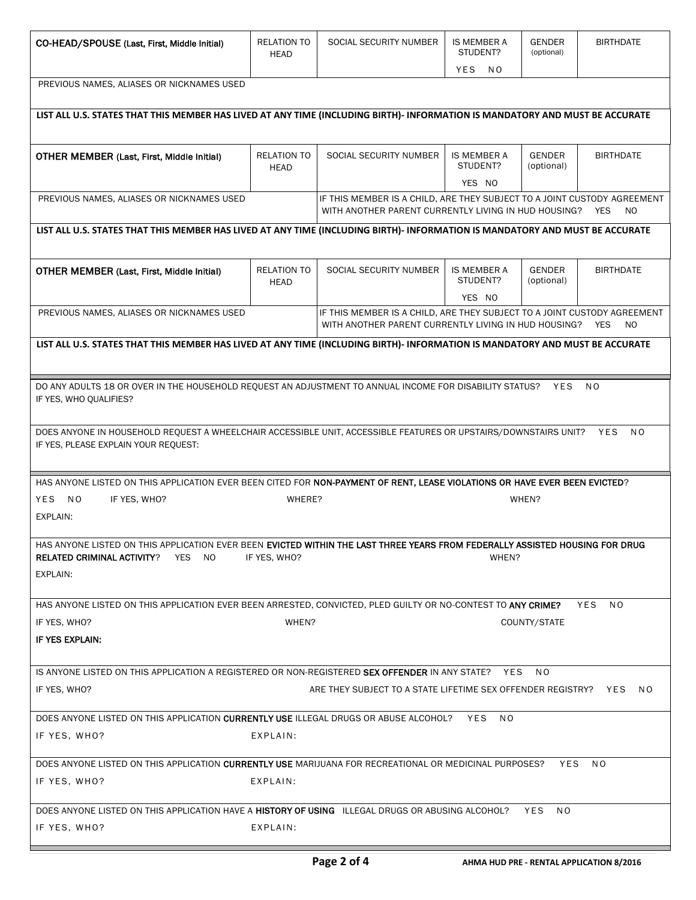| CO-HEAD/SPOUSE (Last, First, Middle Initial) | RELATION TO HEAD | SOCIAL SECURITY NUMBER | IS MEMBER A STUDENT? YES NO | GENDER (optional) | BIRTHDATE |
|---|---|---|---|---|---|
| PREVIOUS NAMES, ALIASES OR NICKNAMES USED | | | | | |
| **LIST ALL U.S. STATES THAT THIS MEMBER HAS LIVED AT ANY TIME (INCLUDING BIRTH)- INFORMATION IS MANDATORY AND MUST BE ACCURATE** | | | | | |

| OTHER MEMBER (Last, First, Middle Initial) | RELATION TO HEAD | SOCIAL SECURITY NUMBER | IS MEMBER A STUDENT? YES NO | GENDER (optional) | BIRTHDATE |
|---|---|---|---|---|---|
| PREVIOUS NAMES, ALIASES OR NICKNAMES USED | | IF THIS MEMBER IS A CHILD, ARE THEY SUBJECT TO A JOINT CUSTODY AGREEMENT WITH ANOTHER PARENT CURRENTLY LIVING IN HUD HOUSING? YES NO | | | |
| **LIST ALL U.S. STATES THAT THIS MEMBER HAS LIVED AT ANY TIME (INCLUDING BIRTH)- INFORMATION IS MANDATORY AND MUST BE ACCURATE** | | | | | |

| OTHER MEMBER (Last, First, Middle Initial) | RELATION TO HEAD | SOCIAL SECURITY NUMBER | IS MEMBER A STUDENT? YES NO | GENDER (optional) | BIRTHDATE |
|---|---|---|---|---|---|
| PREVIOUS NAMES, ALIASES OR NICKNAMES USED | | IF THIS MEMBER IS A CHILD, ARE THEY SUBJECT TO A JOINT CUSTODY AGREEMENT WITH ANOTHER PARENT CURRENTLY LIVING IN HUD HOUSING? YES NO | | | |
| **LIST ALL U.S. STATES THAT THIS MEMBER HAS LIVED AT ANY TIME (INCLUDING BIRTH)- INFORMATION IS MANDATORY AND MUST BE ACCURATE** | | | | | |

DO ANY ADULTS 18 OR OVER IN THE HOUSEHOLD REQUEST AN ADJUSTMENT TO ANNUAL INCOME FOR DISABILITY STATUS? YES NO
IF YES, WHO QUALIFIES?

DOES ANYONE IN HOUSEHOLD REQUEST A WHEELCHAIR ACCESSIBLE UNIT, ACCESSIBLE FEATURES OR UPSTAIRS/DOWNSTAIRS UNIT? YES NO
IF YES, PLEASE EXPLAIN YOUR REQUEST:

HAS ANYONE LISTED ON THIS APPLICATION EVER BEEN CITED FOR **NON-PAYMENT OF RENT, LEASE VIOLATIONS OR HAVE EVER BEEN EVICTED**?
YES NO IF YES, WHO? WHERE? WHEN?
EXPLAIN:

HAS ANYONE LISTED ON THIS APPLICATION EVER BEEN **EVICTED WITHIN THE LAST THREE YEARS FROM FEDERALLY ASSISTED HOUSING FOR DRUG RELATED CRIMINAL ACTIVITY**? YES NO IF YES, WHO? WHEN?
EXPLAIN:

HAS ANYONE LISTED ON THIS APPLICATION EVER BEEN ARRESTED, CONVICTED, PLED GUILTY OR NO-CONTEST TO **ANY CRIME?** YES NO
IF YES, WHO? WHEN? COUNTY/STATE
**IF YES EXPLAIN:**

IS ANYONE LISTED ON THIS APPLICATION A REGISTERED OR NON-REGISTERED **SEX OFFENDER** IN ANY STATE? YES NO
IF YES, WHO? ARE THEY SUBJECT TO A STATE LIFETIME SEX OFFENDER REGISTRY? YES NO

DOES ANYONE LISTED ON THIS APPLICATION **CURRENTLY USE** ILLEGAL DRUGS OR ABUSE ALCOHOL? YES NO
IF YES, WHO? EXPLAIN:

DOES ANYONE LISTED ON THIS APPLICATION **CURRENTLY USE** MARIJUANA FOR RECREATIONAL OR MEDICINAL PURPOSES? YES NO
IF YES, WHO? EXPLAIN:

DOES ANYONE LISTED ON THIS APPLICATION HAVE A **HISTORY OF USING** ILLEGAL DRUGS OR ABUSING ALCOHOL? YES NO
IF YES, WHO? EXPLAIN:

AHMA HUD PRE - RENTAL APPLICATION 8/2016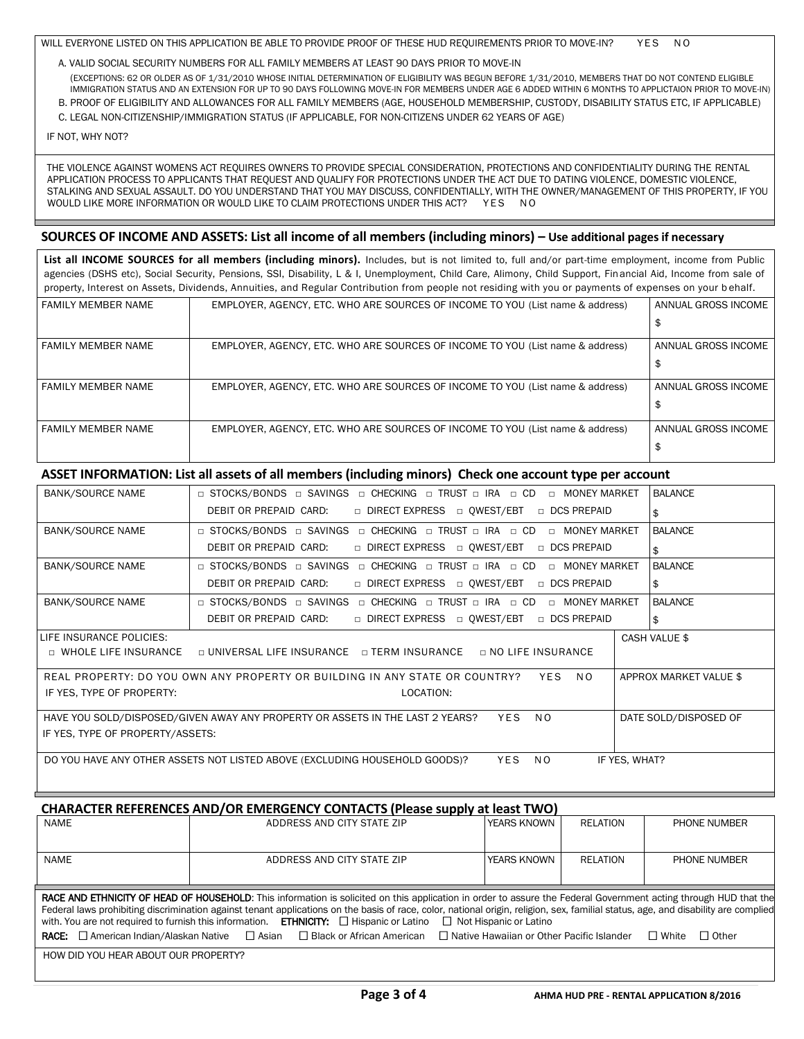WILL EVERYONE LISTED ON THIS APPLICATION BE ABLE TO PROVIDE PROOF OF THESE HUD REQUIREMENTS PRIOR TO MOVE-IN? YES NO

A. VALID SOCIAL SECURITY NUMBERS FOR ALL FAMILY MEMBERS AT LEAST 90 DAYS PRIOR TO MOVE-IN

(EXCEPTIONS: 62 OR OLDER AS OF 1/31/2010 WHOSE INITIAL DETERMINATION OF ELIGIBILITY WAS BEGUN BEFORE 1/31/2010, MEMBERS THAT DO NOT CONTEND ELIGIBLE IMMIGRATION STATUS AND AN EXTENSION FOR UP TO 90 DAYS FOLLOWING MOVE-IN FOR MEMBERS UNDER AGE 6 ADDED WITHIN 6 MONTHS TO APPLICTAION PRIOR TO MOVE-IN)

B. PROOF OF ELIGIBILITY AND ALLOWANCES FOR ALL FAMILY MEMBERS (AGE, HOUSEHOLD MEMBERSHIP, CUSTODY, DISABILITY STATUS ETC, IF APPLICABLE)

C. LEGAL NON-CITIZENSHIP/IMMIGRATION STATUS (IF APPLICABLE, FOR NON-CITIZENS UNDER 62 YEARS OF AGE)

IF NOT, WHY NOT?

THE VIOLENCE AGAINST WOMENS ACT REQUIRES OWNERS TO PROVIDE SPECIAL CONSIDERATION, PROTECTIONS AND CONFIDENTIALITY DURING THE RENTAL APPLICATION PROCESS TO APPLICANTS THAT REQUEST AND QUALIFY FOR PROTECTIONS UNDER THE ACT DUE TO DATING VIOLENCE, DOMESTIC VIOLENCE, STALKING AND SEXUAL ASSAULT. DO YOU UNDERSTAND THAT YOU MAY DISCUSS, CONFIDENTIALLY, WITH THE OWNER/MANAGEMENT OF THIS PROPERTY, IF YOU WOULD LIKE MORE INFORMATION OR WOULD LIKE TO CLAIM PROTECTIONS UNDER THIS ACT? YES NO

## SOURCES OF INCOME AND ASSETS: List all income of all members (including minors) – Use additional pages if necessary

**List all INCOME SOURCES for all members (including minors).** Includes, but is not limited to, full and/or part-time employment, income from Public agencies (DSHS etc), Social Security, Pensions, SSI, Disability, L & I, Unemployment, Child Care, Alimony, Child Support, Financial Aid, Income from sale of property, Interest on Assets, Dividends, Annuities, and Regular Contribution from people not residing with you or payments of expenses on your behalf.

| FAMILY MEMBER NAME | EMPLOYER, AGENCY, ETC. WHO ARE SOURCES OF INCOME TO YOU (List name & address) | ANNUAL GROSS INCOME $ |
|---|---|---|
| FAMILY MEMBER NAME | EMPLOYER, AGENCY, ETC. WHO ARE SOURCES OF INCOME TO YOU (List name & address) | ANNUAL GROSS INCOME $ |
| FAMILY MEMBER NAME | EMPLOYER, AGENCY, ETC. WHO ARE SOURCES OF INCOME TO YOU (List name & address) | ANNUAL GROSS INCOME $ |
| FAMILY MEMBER NAME | EMPLOYER, AGENCY, ETC. WHO ARE SOURCES OF INCOME TO YOU (List name & address) | ANNUAL GROSS INCOME $ |

## ASSET INFORMATION: List all assets of all members (including minors) Check one account type per account

| BANK/SOURCE NAME | □ STOCKS/BONDS □ SAVINGS □ CHECKING □ TRUST □ IRA □ CD □ MONEY MARKET<br>DEBIT OR PREPAID CARD: □ DIRECT EXPRESS □ QWEST/EBT □ DCS PREPAID | BALANCE $ |
|---|---|---|
| BANK/SOURCE NAME | □ STOCKS/BONDS □ SAVINGS □ CHECKING □ TRUST □ IRA □ CD □ MONEY MARKET<br>DEBIT OR PREPAID CARD: □ DIRECT EXPRESS □ QWEST/EBT □ DCS PREPAID | BALANCE $ |
| BANK/SOURCE NAME | □ STOCKS/BONDS □ SAVINGS □ CHECKING □ TRUST □ IRA □ CD □ MONEY MARKET<br>DEBIT OR PREPAID CARD: □ DIRECT EXPRESS □ QWEST/EBT □ DCS PREPAID | BALANCE $ |
| BANK/SOURCE NAME | □ STOCKS/BONDS □ SAVINGS □ CHECKING □ TRUST □ IRA □ CD □ MONEY MARKET<br>DEBIT OR PREPAID CARD: □ DIRECT EXPRESS □ QWEST/EBT □ DCS PREPAID | BALANCE $ |

| LIFE INSURANCE POLICIES:<br>□ WHOLE LIFE INSURANCE □ UNIVERSAL LIFE INSURANCE □ TERM INSURANCE □ NO LIFE INSURANCE | CASH VALUE $ |
|---|---|
| REAL PROPERTY: DO YOU OWN ANY PROPERTY OR BUILDING IN ANY STATE OR COUNTRY? YES NO<br>IF YES, TYPE OF PROPERTY: LOCATION: | APPROX MARKET VALUE $ |
| HAVE YOU SOLD/DISPOSED/GIVEN AWAY ANY PROPERTY OR ASSETS IN THE LAST 2 YEARS? YES NO<br>IF YES, TYPE OF PROPERTY/ASSETS: | DATE SOLD/DISPOSED OF |
| DO YOU HAVE ANY OTHER ASSETS NOT LISTED ABOVE (EXCLUDING HOUSEHOLD GOODS)? YES NO | IF YES, WHAT? |

## CHARACTER REFERENCES AND/OR EMERGENCY CONTACTS (Please supply at least TWO)

| NAME | ADDRESS AND CITY STATE ZIP | YEARS KNOWN | RELATION | PHONE NUMBER |
|---|---|---|---|---|
| NAME | ADDRESS AND CITY STATE ZIP | YEARS KNOWN | RELATION | PHONE NUMBER |

**RACE AND ETHNICITY OF HEAD OF HOUSEHOLD**: This information is solicited on this application in order to assure the Federal Government acting through HUD that the Federal laws prohibiting discrimination against tenant applications on the basis of race, color, national origin, religion, sex, familial status, age, and disability are complied with. You are not required to furnish this information. **ETHNICITY:** ☐ Hispanic or Latino ☐ Not Hispanic or Latino

**RACE:** ☐ American Indian/Alaskan Native ☐ Asian ☐ Black or African American ☐ Native Hawaiian or Other Pacific Islander ☐ White ☐ Other

HOW DID YOU HEAR ABOUT OUR PROPERTY?

AHMA HUD PRE - RENTAL APPLICATION 8/2016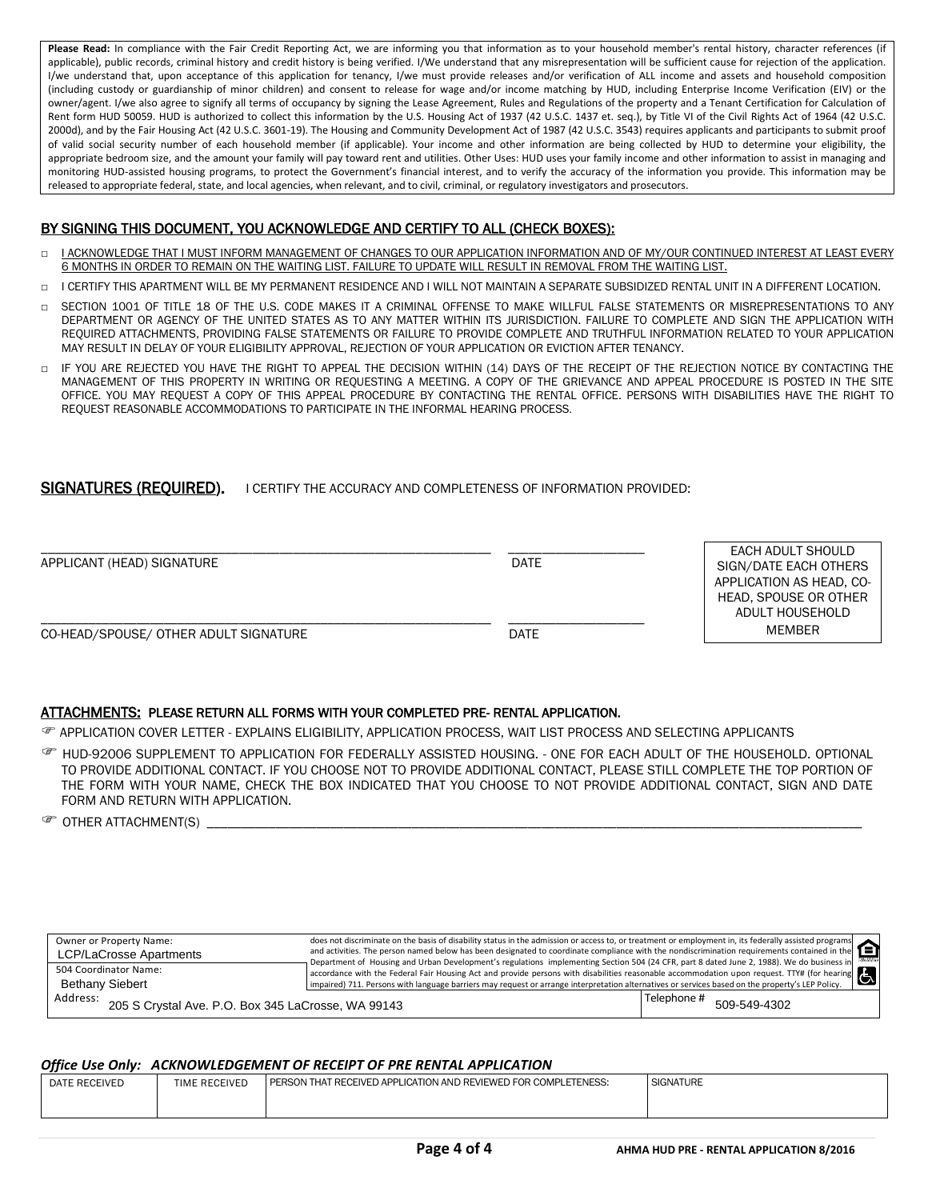**Please Read:** In compliance with the Fair Credit Reporting Act, we are informing you that information as to your household member's rental history, character references (if applicable), public records, criminal history and credit history is being verified. I/We understand that any misrepresentation will be sufficient cause for rejection of the application. I/we understand that, upon acceptance of this application for tenancy, I/we must provide releases and/or verification of ALL income and assets and household composition (including custody or guardianship of minor children) and consent to release for wage and/or income matching by HUD, including Enterprise Income Verification (EIV) or the owner/agent. I/we also agree to signify all terms of occupancy by signing the Lease Agreement, Rules and Regulations of the property and a Tenant Certification for Calculation of Rent form HUD 50059. HUD is authorized to collect this information by the U.S. Housing Act of 1937 (42 U.S.C. 1437 et. seq.), by Title VI of the Civil Rights Act of 1964 (42 U.S.C. 2000d), and by the Fair Housing Act (42 U.S.C. 3601-19). The Housing and Community Development Act of 1987 (42 U.S.C. 3543) requires applicants and participants to submit proof of valid social security number of each household member (if applicable). Your income and other information are being collected by HUD to determine your eligibility, the appropriate bedroom size, and the amount your family will pay toward rent and utilities. Other Uses: HUD uses your family income and other information to assist in managing and monitoring HUD-assisted housing programs, to protect the Government's financial interest, and to verify the accuracy of the information you provide. This information may be released to appropriate federal, state, and local agencies, when relevant, and to civil, criminal, or regulatory investigators and prosecutors.

## BY SIGNING THIS DOCUMENT, YOU ACKNOWLEDGE AND CERTIFY TO ALL (CHECK BOXES):

- ☐ I ACKNOWLEDGE THAT I MUST INFORM MANAGEMENT OF CHANGES TO OUR APPLICATION INFORMATION AND OF MY/OUR CONTINUED INTEREST AT LEAST EVERY 6 MONTHS IN ORDER TO REMAIN ON THE WAITING LIST. FAILURE TO UPDATE WILL RESULT IN REMOVAL FROM THE WAITING LIST.
- ☐ I CERTIFY THIS APARTMENT WILL BE MY PERMANENT RESIDENCE AND I WILL NOT MAINTAIN A SEPARATE SUBSIDIZED RENTAL UNIT IN A DIFFERENT LOCATION.
- ☐ SECTION 1001 OF TITLE 18 OF THE U.S. CODE MAKES IT A CRIMINAL OFFENSE TO MAKE WILLFUL FALSE STATEMENTS OR MISREPRESENTATIONS TO ANY DEPARTMENT OR AGENCY OF THE UNITED STATES AS TO ANY MATTER WITHIN ITS JURISDICTION. FAILURE TO COMPLETE AND SIGN THE APPLICATION WITH REQUIRED ATTACHMENTS, PROVIDING FALSE STATEMENTS OR FAILURE TO PROVIDE COMPLETE AND TRUTHFUL INFORMATION RELATED TO YOUR APPLICATION MAY RESULT IN DELAY OF YOUR ELIGIBILITY APPROVAL, REJECTION OF YOUR APPLICATION OR EVICTION AFTER TENANCY.
- ☐ IF YOU ARE REJECTED YOU HAVE THE RIGHT TO APPEAL THE DECISION WITHIN (14) DAYS OF THE RECEIPT OF THE REJECTION NOTICE BY CONTACTING THE MANAGEMENT OF THIS PROPERTY IN WRITING OR REQUESTING A MEETING. A COPY OF THE GRIEVANCE AND APPEAL PROCEDURE IS POSTED IN THE SITE OFFICE. YOU MAY REQUEST A COPY OF THIS APPEAL PROCEDURE BY CONTACTING THE RENTAL OFFICE. PERSONS WITH DISABILITIES HAVE THE RIGHT TO REQUEST REASONABLE ACCOMMODATIONS TO PARTICIPATE IN THE INFORMAL HEARING PROCESS.

## SIGNATURES (REQUIRED).

I CERTIFY THE ACCURACY AND COMPLETENESS OF INFORMATION PROVIDED:

_______________________________________________ ____________________
APPLICANT (HEAD) SIGNATURE DATE

_______________________________________________ ____________________
CO-HEAD/SPOUSE/ OTHER ADULT SIGNATURE DATE

EACH ADULT SHOULD SIGN/DATE EACH OTHERS APPLICATION AS HEAD, CO-HEAD, SPOUSE OR OTHER ADULT HOUSEHOLD MEMBER

## ATTACHMENTS: PLEASE RETURN ALL FORMS WITH YOUR COMPLETED PRE- RENTAL APPLICATION.

- ☞ APPLICATION COVER LETTER - EXPLAINS ELIGIBILITY, APPLICATION PROCESS, WAIT LIST PROCESS AND SELECTING APPLICANTS
- ☞ HUD-92006 SUPPLEMENT TO APPLICATION FOR FEDERALLY ASSISTED HOUSING. - ONE FOR EACH ADULT OF THE HOUSEHOLD. OPTIONAL TO PROVIDE ADDITIONAL CONTACT. IF YOU CHOOSE NOT TO PROVIDE ADDITIONAL CONTACT, PLEASE STILL COMPLETE THE TOP PORTION OF THE FORM WITH YOUR NAME, CHECK THE BOX INDICATED THAT YOU CHOOSE TO NOT PROVIDE ADDITIONAL CONTACT, SIGN AND DATE FORM AND RETURN WITH APPLICATION.
- ☞ OTHER ATTACHMENT(S) ____________________________________________

| | | |
|---|---|---|
| Owner or Property Name: LCP/LaCrosse Apartments | does not discriminate on the basis of disability status in the admission or access to, or treatment or employment in, its federally assisted programs and activities. The person named below has been designated to coordinate compliance with the nondiscrimination requirements contained in the Department of Housing and Urban Development's regulations implementing Section 504 (24 CFR, part 8 dated June 2, 1988). We do business in accordance with the Federal Fair Housing Act and provide persons with disabilities reasonable accommodation upon request. TTY# (for hearing impaired) 711. Persons with language barriers may request or arrange interpretation alternatives or services based on the property's LEP Policy. | |
| 504 Coordinator Name: Bethany Siebert | | |
| Address: 205 S Crystal Ave. P.O. Box 345 LaCrosse, WA 99143 | | Telephone # 509-549-4302 |

### *Office Use Only: ACKNOWLEDGEMENT OF RECEIPT OF PRE RENTAL APPLICATION*

| DATE RECEIVED | TIME RECEIVED | PERSON THAT RECEIVED APPLICATION AND REVIEWED FOR COMPLETENESS: | SIGNATURE |
|---|---|---|---|
| | | | |